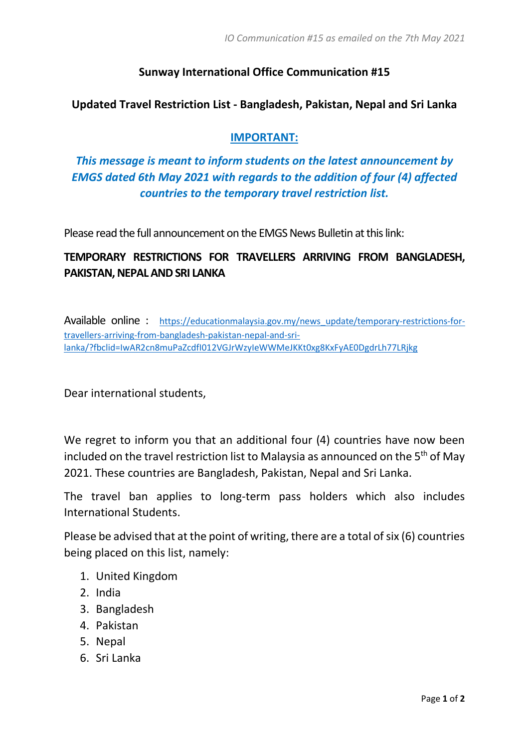*IO Communication #15 as emailed on the 7th May 2021*

**Sunway International Office Communication #15**

**Updated Travel Restriction List - Bangladesh, Pakistan, Nepal and Sri Lanka**

**IMPORTANT:**

***This message is meant to inform students on the latest announcement by EMGS dated 6th May 2021 with regards to the addition of four (4) affected countries to the temporary travel restriction list.***

Please read the full announcement on the EMGS News Bulletin at this link:

**TEMPORARY RESTRICTIONS FOR TRAVELLERS ARRIVING FROM BANGLADESH, PAKISTAN, NEPAL AND SRI LANKA**

Available online : https://educationmalaysia.gov.my/news_update/temporary-restrictions-for-travellers-arriving-from-bangladesh-pakistan-nepal-and-sri-lanka/?fbclid=IwAR2cn8muPaZcdfI012VGJrWzyIeWWMeJKKt0xg8KxFyAE0DgdrLh77LRjkg

Dear international students,

We regret to inform you that an additional four (4) countries have now been included on the travel restriction list to Malaysia as announced on the 5th of May 2021. These countries are Bangladesh, Pakistan, Nepal and Sri Lanka.

The travel ban applies to long-term pass holders which also includes International Students.

Please be advised that at the point of writing, there are a total of six (6) countries being placed on this list, namely:

1. United Kingdom
2. India
3. Bangladesh
4. Pakistan
5. Nepal
6. Sri Lanka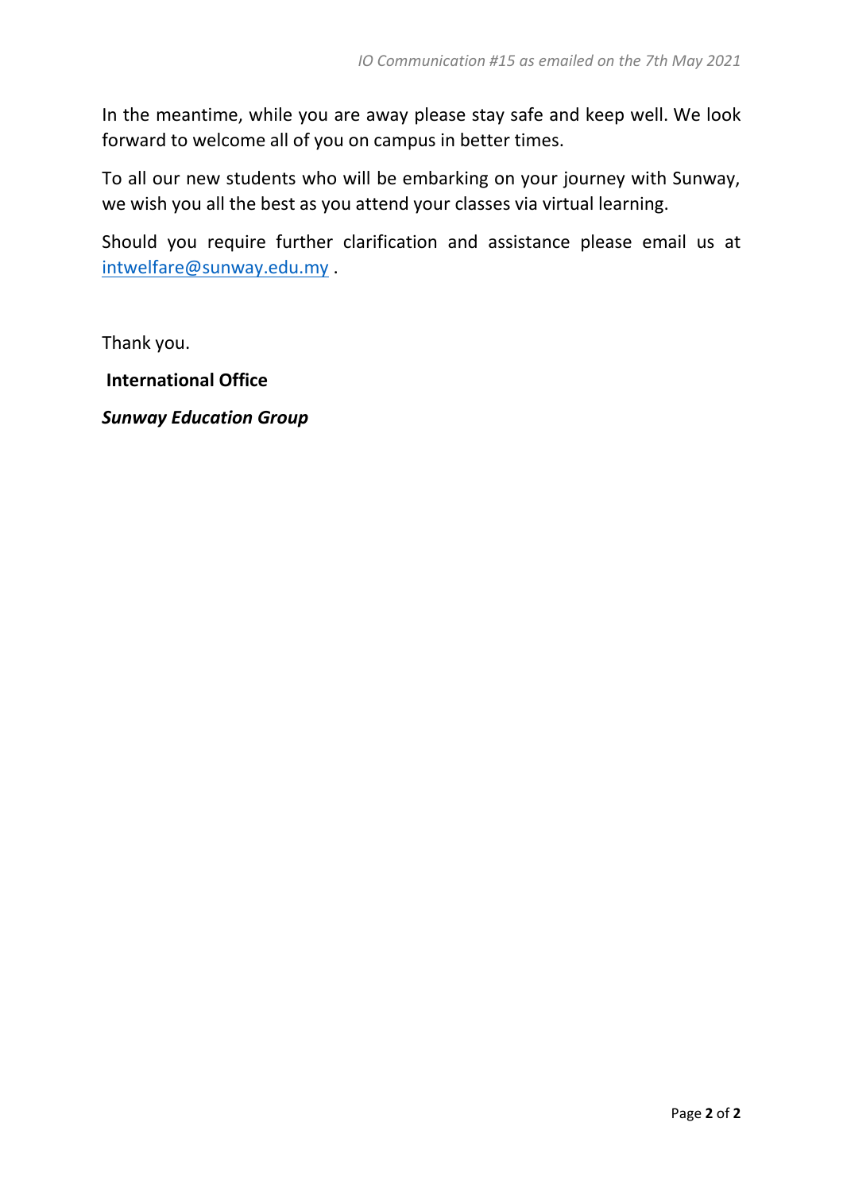In the meantime, while you are away please stay safe and keep well. We look forward to welcome all of you on campus in better times.

To all our new students who will be embarking on your journey with Sunway, we wish you all the best as you attend your classes via virtual learning.

Should you require further clarification and assistance please email us at intwelfare@sunway.edu.my .

Thank you.

**International Office**

***Sunway Education Group***